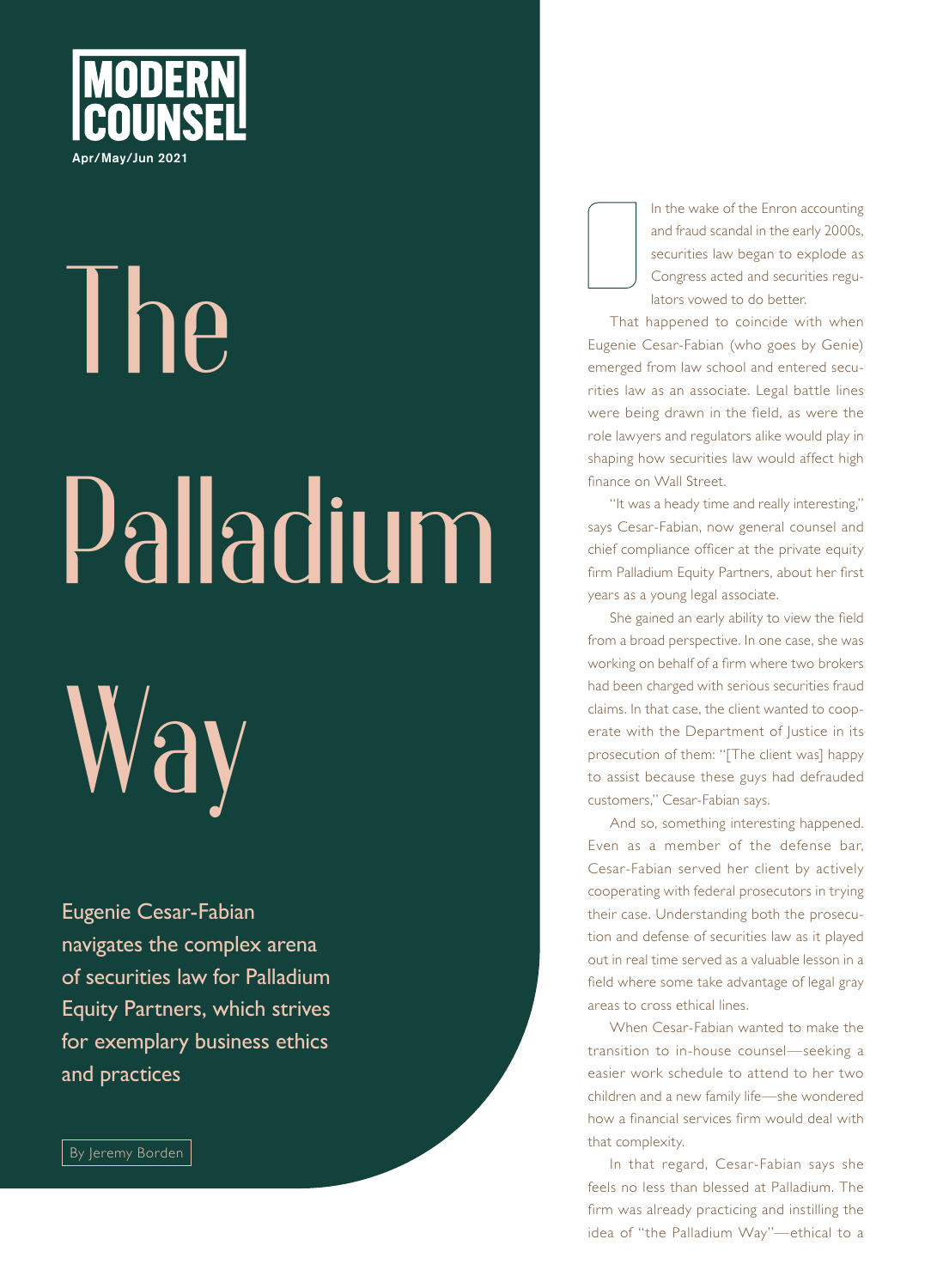# The Palladium Way

Eugenie Cesar-Fabian navigates the complex arena of securities law for Palladium Equity Partners, which strives for exemplary business ethics and practices

By Jeremy Borden

In the wake of the Enron accounting and fraud scandal in the early 2000s, securities law began to explode as Congress acted and securities regulators vowed to do better.

That happened to coincide with when Eugenie Cesar-Fabian (who goes by Genie) emerged from law school and entered securities law as an associate. Legal battle lines were being drawn in the field, as were the role lawyers and regulators alike would play in shaping how securities law would affect high finance on Wall Street.

"It was a heady time and really interesting," says Cesar-Fabian, now general counsel and chief compliance officer at the private equity firm Palladium Equity Partners, about her first years as a young legal associate.

She gained an early ability to view the field from a broad perspective. In one case, she was working on behalf of a firm where two brokers had been charged with serious securities fraud claims. In that case, the client wanted to cooperate with the Department of Justice in its prosecution of them: "[The client was] happy to assist because these guys had defrauded customers," Cesar-Fabian says.

And so, something interesting happened. Even as a member of the defense bar, Cesar-Fabian served her client by actively cooperating with federal prosecutors in trying their case. Understanding both the prosecution and defense of securities law as it played out in real time served as a valuable lesson in a field where some take advantage of legal gray areas to cross ethical lines.

When Cesar-Fabian wanted to make the transition to in-house counsel—seeking a easier work schedule to attend to her two children and a new family life—she wondered how a financial services firm would deal with that complexity.

In that regard, Cesar-Fabian says she feels no less than blessed at Palladium. The firm was already practicing and instilling the idea of "the Palladium Way"—ethical to a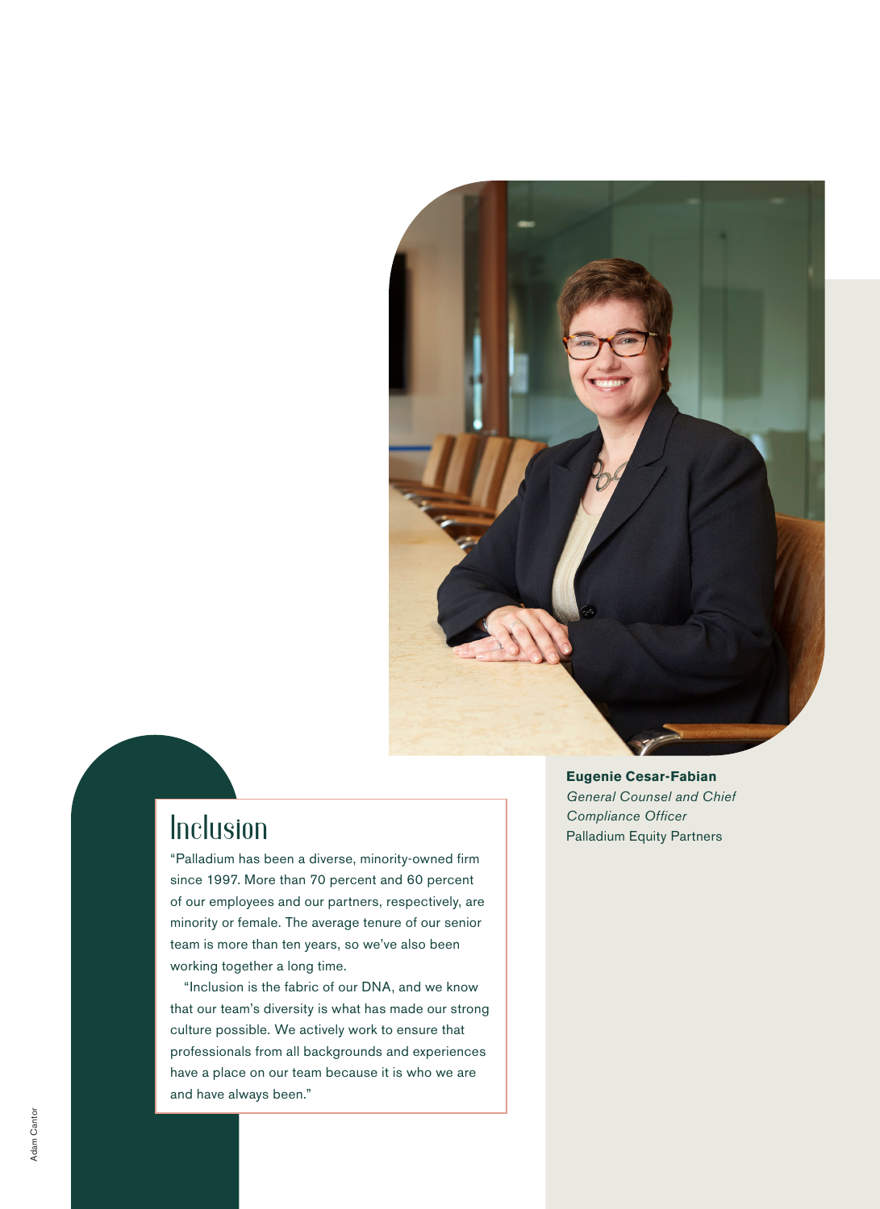**Eugenie Cesar-Fabian**
*General Counsel and Chief Compliance Officer*
Palladium Equity Partners

## Inclusion

"Palladium has been a diverse, minority-owned firm since 1997. More than 70 percent and 60 percent of our employees and our partners, respectively, are minority or female. The average tenure of our senior team is more than ten years, so we've also been working together a long time.

"Inclusion is the fabric of our DNA, and we know that our team's diversity is what has made our strong culture possible. We actively work to ensure that professionals from all backgrounds and experiences have a place on our team because it is who we are and have always been."

Adam Cantor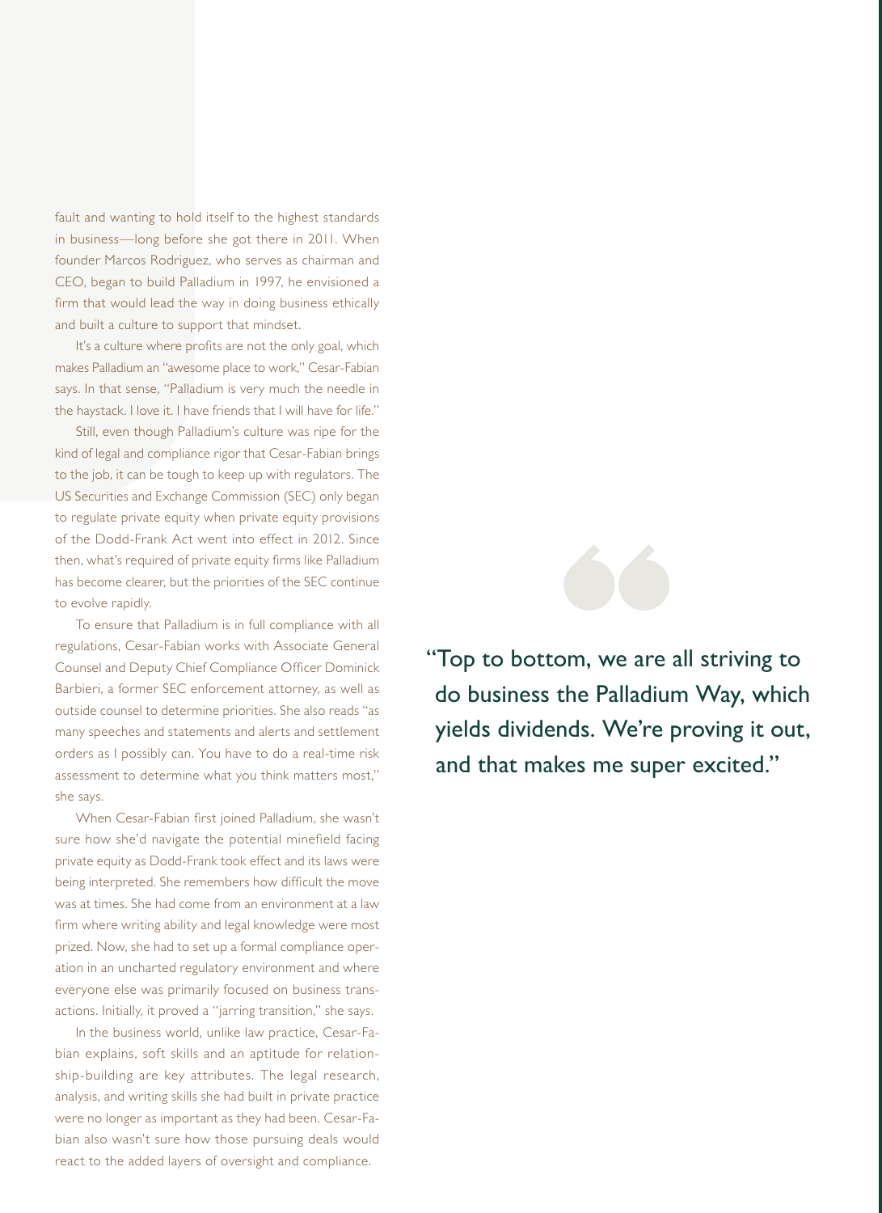fault and wanting to hold itself to the highest standards in business—long before she got there in 2011. When founder Marcos Rodriguez, who serves as chairman and CEO, began to build Palladium in 1997, he envisioned a firm that would lead the way in doing business ethically and built a culture to support that mindset.

It's a culture where profits are not the only goal, which makes Palladium an "awesome place to work," Cesar-Fabian says. In that sense, "Palladium is very much the needle in the haystack. I love it. I have friends that I will have for life."

Still, even though Palladium's culture was ripe for the kind of legal and compliance rigor that Cesar-Fabian brings to the job, it can be tough to keep up with regulators. The US Securities and Exchange Commission (SEC) only began to regulate private equity when private equity provisions of the Dodd-Frank Act went into effect in 2012. Since then, what's required of private equity firms like Palladium has become clearer, but the priorities of the SEC continue to evolve rapidly.

To ensure that Palladium is in full compliance with all regulations, Cesar-Fabian works with Associate General Counsel and Deputy Chief Compliance Officer Dominick Barbieri, a former SEC enforcement attorney, as well as outside counsel to determine priorities. She also reads "as many speeches and statements and alerts and settlement orders as I possibly can. You have to do a real-time risk assessment to determine what you think matters most," she says.

When Cesar-Fabian first joined Palladium, she wasn't sure how she'd navigate the potential minefield facing private equity as Dodd-Frank took effect and its laws were being interpreted. She remembers how difficult the move was at times. She had come from an environment at a law firm where writing ability and legal knowledge were most prized. Now, she had to set up a formal compliance operation in an uncharted regulatory environment and where everyone else was primarily focused on business transactions. Initially, it proved a "jarring transition," she says.

In the business world, unlike law practice, Cesar-Fabian explains, soft skills and an aptitude for relationship-building are key attributes. The legal research, analysis, and writing skills she had built in private practice were no longer as important as they had been. Cesar-Fabian also wasn't sure how those pursuing deals would react to the added layers of oversight and compliance.

> "Top to bottom, we are all striving to do business the Palladium Way, which yields dividends. We're proving it out, and that makes me super excited."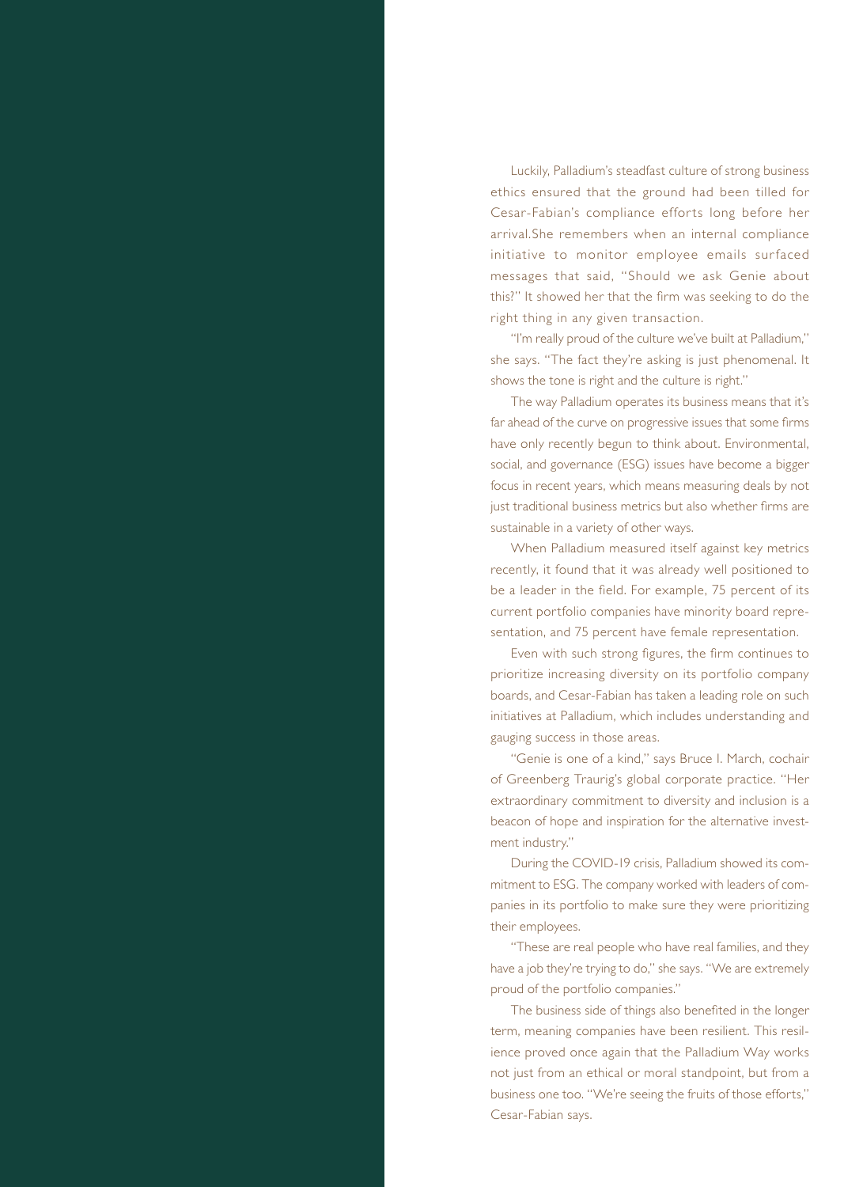Luckily, Palladium's steadfast culture of strong business ethics ensured that the ground had been tilled for Cesar-Fabian's compliance efforts long before her arrival.She remembers when an internal compliance initiative to monitor employee emails surfaced messages that said, "Should we ask Genie about this?" It showed her that the firm was seeking to do the right thing in any given transaction.

"I'm really proud of the culture we've built at Palladium," she says. "The fact they're asking is just phenomenal. It shows the tone is right and the culture is right."

The way Palladium operates its business means that it's far ahead of the curve on progressive issues that some firms have only recently begun to think about. Environmental, social, and governance (ESG) issues have become a bigger focus in recent years, which means measuring deals by not just traditional business metrics but also whether firms are sustainable in a variety of other ways.

When Palladium measured itself against key metrics recently, it found that it was already well positioned to be a leader in the field. For example, 75 percent of its current portfolio companies have minority board representation, and 75 percent have female representation.

Even with such strong figures, the firm continues to prioritize increasing diversity on its portfolio company boards, and Cesar-Fabian has taken a leading role on such initiatives at Palladium, which includes understanding and gauging success in those areas.

"Genie is one of a kind," says Bruce I. March, cochair of Greenberg Traurig's global corporate practice. "Her extraordinary commitment to diversity and inclusion is a beacon of hope and inspiration for the alternative investment industry."

During the COVID-19 crisis, Palladium showed its commitment to ESG. The company worked with leaders of companies in its portfolio to make sure they were prioritizing their employees.

"These are real people who have real families, and they have a job they're trying to do," she says. "We are extremely proud of the portfolio companies."

The business side of things also benefited in the longer term, meaning companies have been resilient. This resilience proved once again that the Palladium Way works not just from an ethical or moral standpoint, but from a business one too. "We're seeing the fruits of those efforts," Cesar-Fabian says.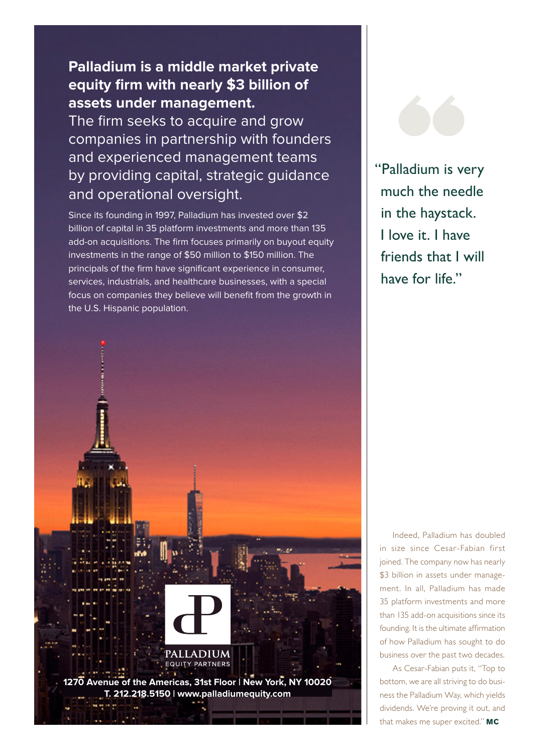**Palladium is a middle market private equity firm with nearly $3 billion of assets under management.**

The firm seeks to acquire and grow companies in partnership with founders and experienced management teams by providing capital, strategic guidance and operational oversight.

Since its founding in 1997, Palladium has invested over $2 billion of capital in 35 platform investments and more than 135 add-on acquisitions. The firm focuses primarily on buyout equity investments in the range of $50 million to $150 million. The principals of the firm have significant experience in consumer, services, industrials, and healthcare businesses, with a special focus on companies they believe will benefit from the growth in the U.S. Hispanic population.

PALLADIUM
EQUITY PARTNERS

**1270 Avenue of the Americas, 31st Floor | New York, NY 10020**
**T. 212.218.5150 | www.palladiumequity.com**

"Palladium is very much the needle in the haystack. I love it. I have friends that I will have for life."

Indeed, Palladium has doubled in size since Cesar-Fabian first joined. The company now has nearly $3 billion in assets under management. In all, Palladium has made 35 platform investments and more than 135 add-on acquisitions since its founding. It is the ultimate affirmation of how Palladium has sought to do business over the past two decades.

As Cesar-Fabian puts it, "Top to bottom, we are all striving to do business the Palladium Way, which yields dividends. We're proving it out, and that makes me super excited." **MC**